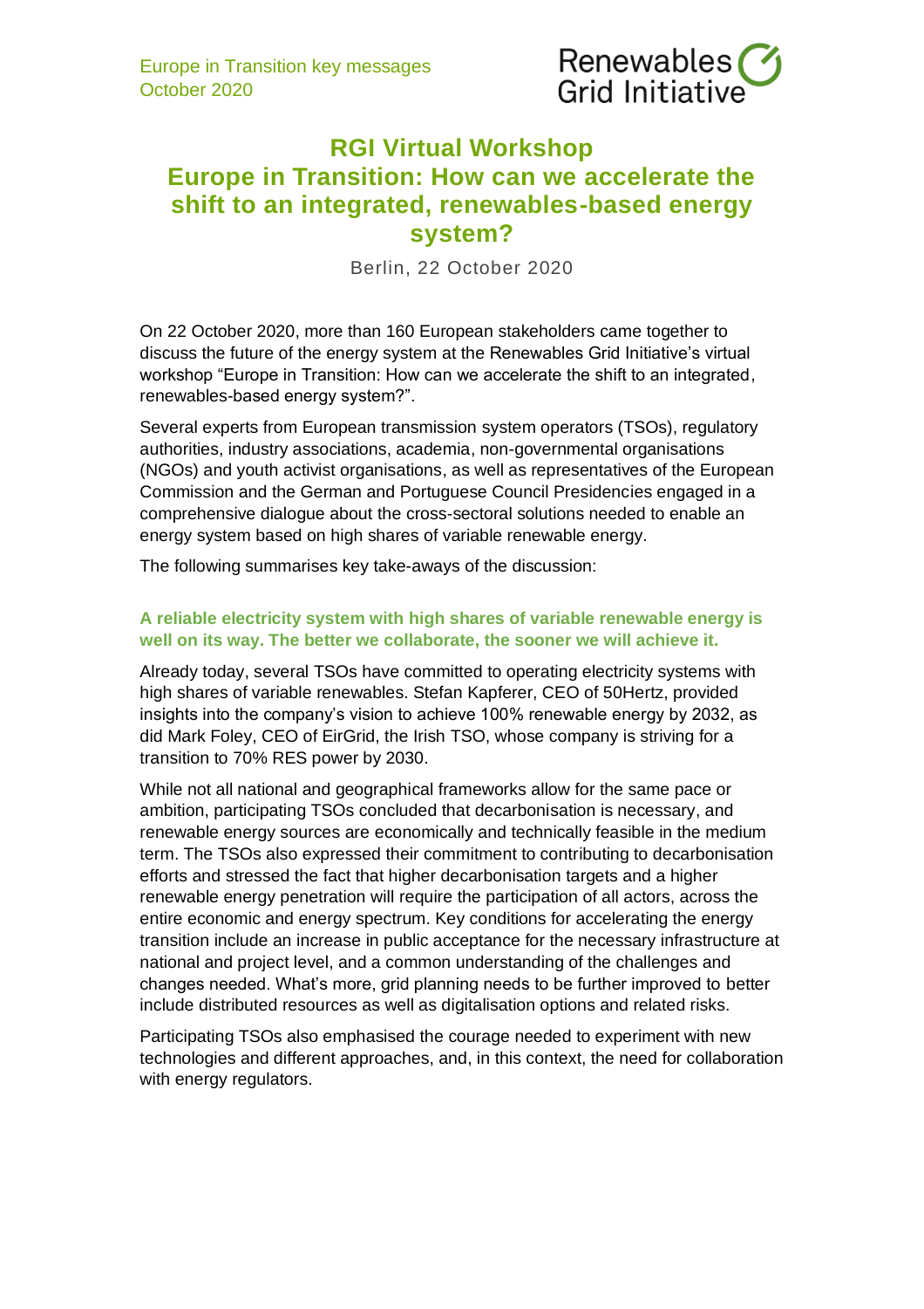# RGI Virtual Workshop
# Europe in Transition: How can we accelerate the shift to an integrated, renewables-based energy system?

Berlin, 22 October 2020

On 22 October 2020, more than 160 European stakeholders came together to discuss the future of the energy system at the Renewables Grid Initiative's virtual workshop "Europe in Transition: How can we accelerate the shift to an integrated, renewables-based energy system?".

Several experts from European transmission system operators (TSOs), regulatory authorities, industry associations, academia, non-governmental organisations (NGOs) and youth activist organisations, as well as representatives of the European Commission and the German and Portuguese Council Presidencies engaged in a comprehensive dialogue about the cross-sectoral solutions needed to enable an energy system based on high shares of variable renewable energy.

The following summarises key take-aways of the discussion:

### A reliable electricity system with high shares of variable renewable energy is well on its way. The better we collaborate, the sooner we will achieve it.

Already today, several TSOs have committed to operating electricity systems with high shares of variable renewables. Stefan Kapferer, CEO of 50Hertz, provided insights into the company's vision to achieve 100% renewable energy by 2032, as did Mark Foley, CEO of EirGrid, the Irish TSO, whose company is striving for a transition to 70% RES power by 2030.

While not all national and geographical frameworks allow for the same pace or ambition, participating TSOs concluded that decarbonisation is necessary, and renewable energy sources are economically and technically feasible in the medium term. The TSOs also expressed their commitment to contributing to decarbonisation efforts and stressed the fact that higher decarbonisation targets and a higher renewable energy penetration will require the participation of all actors, across the entire economic and energy spectrum. Key conditions for accelerating the energy transition include an increase in public acceptance for the necessary infrastructure at national and project level, and a common understanding of the challenges and changes needed. What's more, grid planning needs to be further improved to better include distributed resources as well as digitalisation options and related risks.

Participating TSOs also emphasised the courage needed to experiment with new technologies and different approaches, and, in this context, the need for collaboration with energy regulators.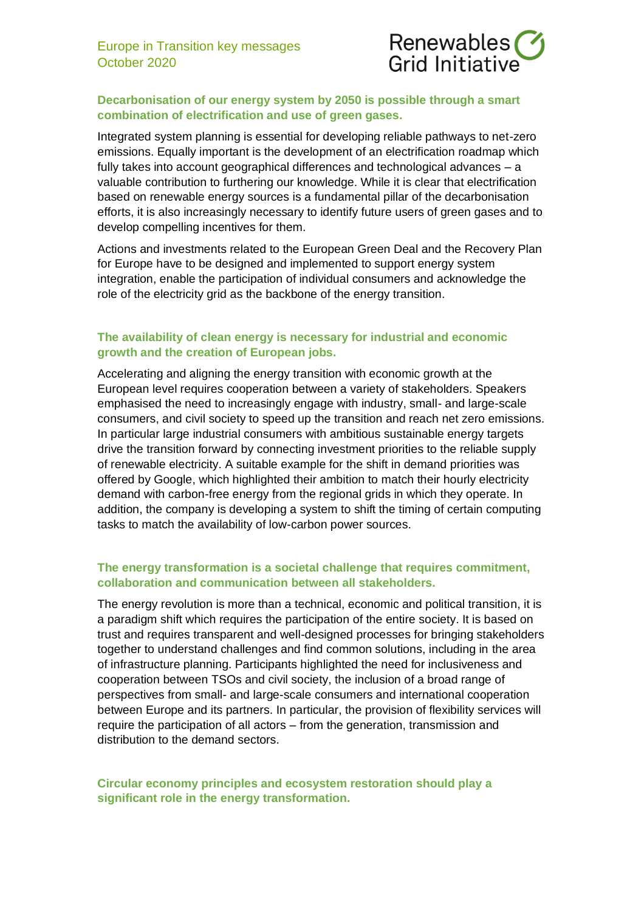**Decarbonisation of our energy system by 2050 is possible through a smart combination of electrification and use of green gases.**

Integrated system planning is essential for developing reliable pathways to net-zero emissions. Equally important is the development of an electrification roadmap which fully takes into account geographical differences and technological advances – a valuable contribution to furthering our knowledge. While it is clear that electrification based on renewable energy sources is a fundamental pillar of the decarbonisation efforts, it is also increasingly necessary to identify future users of green gases and to develop compelling incentives for them.

Actions and investments related to the European Green Deal and the Recovery Plan for Europe have to be designed and implemented to support energy system integration, enable the participation of individual consumers and acknowledge the role of the electricity grid as the backbone of the energy transition.

**The availability of clean energy is necessary for industrial and economic growth and the creation of European jobs.**

Accelerating and aligning the energy transition with economic growth at the European level requires cooperation between a variety of stakeholders. Speakers emphasised the need to increasingly engage with industry, small- and large-scale consumers, and civil society to speed up the transition and reach net zero emissions. In particular large industrial consumers with ambitious sustainable energy targets drive the transition forward by connecting investment priorities to the reliable supply of renewable electricity. A suitable example for the shift in demand priorities was offered by Google, which highlighted their ambition to match their hourly electricity demand with carbon-free energy from the regional grids in which they operate. In addition, the company is developing a system to shift the timing of certain computing tasks to match the availability of low-carbon power sources.

**The energy transformation is a societal challenge that requires commitment, collaboration and communication between all stakeholders.**

The energy revolution is more than a technical, economic and political transition, it is a paradigm shift which requires the participation of the entire society. It is based on trust and requires transparent and well-designed processes for bringing stakeholders together to understand challenges and find common solutions, including in the area of infrastructure planning. Participants highlighted the need for inclusiveness and cooperation between TSOs and civil society, the inclusion of a broad range of perspectives from small- and large-scale consumers and international cooperation between Europe and its partners. In particular, the provision of flexibility services will require the participation of all actors – from the generation, transmission and distribution to the demand sectors.

**Circular economy principles and ecosystem restoration should play a significant role in the energy transformation.**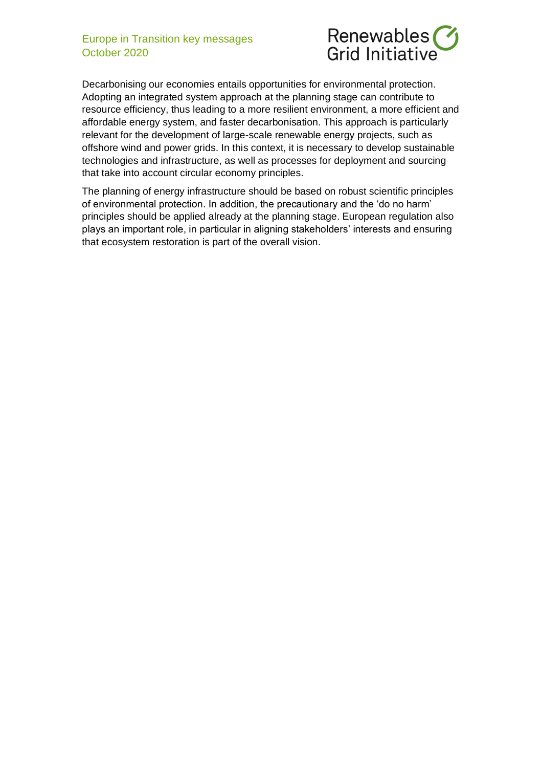Decarbonising our economies entails opportunities for environmental protection. Adopting an integrated system approach at the planning stage can contribute to resource efficiency, thus leading to a more resilient environment, a more efficient and affordable energy system, and faster decarbonisation. This approach is particularly relevant for the development of large-scale renewable energy projects, such as offshore wind and power grids. In this context, it is necessary to develop sustainable technologies and infrastructure, as well as processes for deployment and sourcing that take into account circular economy principles.

The planning of energy infrastructure should be based on robust scientific principles of environmental protection. In addition, the precautionary and the 'do no harm' principles should be applied already at the planning stage. European regulation also plays an important role, in particular in aligning stakeholders' interests and ensuring that ecosystem restoration is part of the overall vision.